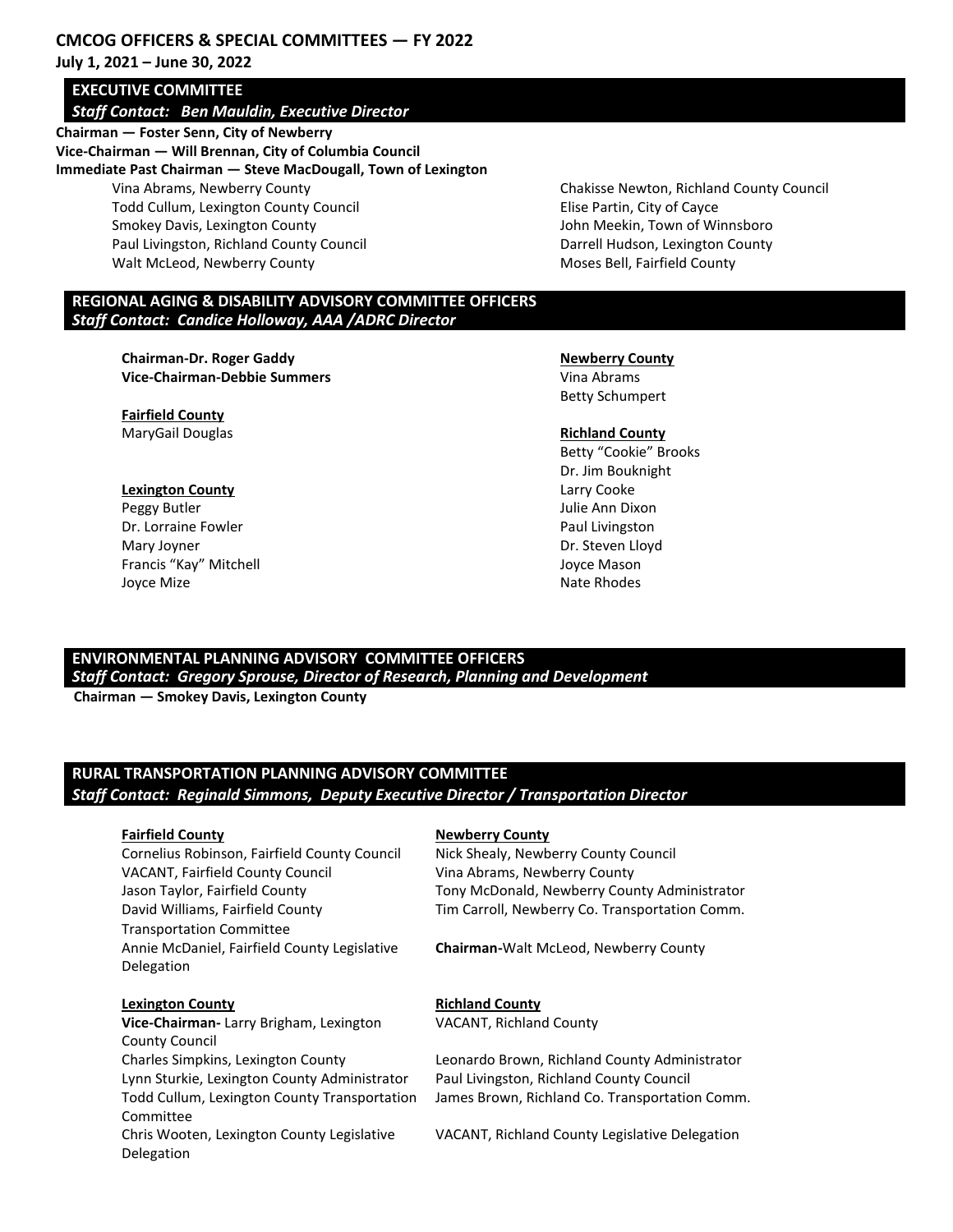# CMCOG OFFICERS & SPECIAL COMMITTEES — FY 2022

**July 1, 2021 – June 30, 2022**

## EXECUTIVE COMMITTEE

***Staff Contact: Ben Mauldin, Executive Director***

**Chairman — Foster Senn, City of Newberry**
**Vice-Chairman — Will Brennan, City of Columbia Council**
**Immediate Past Chairman — Steve MacDougall, Town of Lexington**

Vina Abrams, Newberry County
Todd Cullum, Lexington County Council
Smokey Davis, Lexington County
Paul Livingston, Richland County Council
Walt McLeod, Newberry County
Chakisse Newton, Richland County Council
Elise Partin, City of Cayce
John Meekin, Town of Winnsboro
Darrell Hudson, Lexington County
Moses Bell, Fairfield County

## REGIONAL AGING & DISABILITY ADVISORY COMMITTEE OFFICERS

***Staff Contact: Candice Holloway, AAA /ADRC Director***

**Chairman-Dr. Roger Gaddy**
**Vice-Chairman-Debbie Summers**

**Fairfield County**
MaryGail Douglas

**Lexington County**
Peggy Butler
Dr. Lorraine Fowler
Mary Joyner
Francis "Kay" Mitchell
Joyce Mize

**Newberry County**
Vina Abrams
Betty Schumpert

**Richland County**
Betty "Cookie" Brooks
Dr. Jim Bouknight
Larry Cooke
Julie Ann Dixon
Paul Livingston
Dr. Steven Lloyd
Joyce Mason
Nate Rhodes

## ENVIRONMENTAL PLANNING ADVISORY COMMITTEE OFFICERS

***Staff Contact: Gregory Sprouse, Director of Research, Planning and Development***

**Chairman — Smokey Davis, Lexington County**

## RURAL TRANSPORTATION PLANNING ADVISORY COMMITTEE

***Staff Contact: Reginald Simmons, Deputy Executive Director / Transportation Director***

**Fairfield County**
Cornelius Robinson, Fairfield County Council
VACANT, Fairfield County Council
Jason Taylor, Fairfield County
David Williams, Fairfield County Transportation Committee
Annie McDaniel, Fairfield County Legislative Delegation

**Lexington County**
**Vice-Chairman-** Larry Brigham, Lexington County Council
Charles Simpkins, Lexington County
Lynn Sturkie, Lexington County Administrator
Todd Cullum, Lexington County Transportation Committee
Chris Wooten, Lexington County Legislative Delegation

**Newberry County**
Nick Shealy, Newberry County Council
Vina Abrams, Newberry County
Tony McDonald, Newberry County Administrator
Tim Carroll, Newberry Co. Transportation Comm.

**Chairman-**Walt McLeod, Newberry County

**Richland County**
VACANT, Richland County
Leonardo Brown, Richland County Administrator
Paul Livingston, Richland County Council
James Brown, Richland Co. Transportation Comm.
VACANT, Richland County Legislative Delegation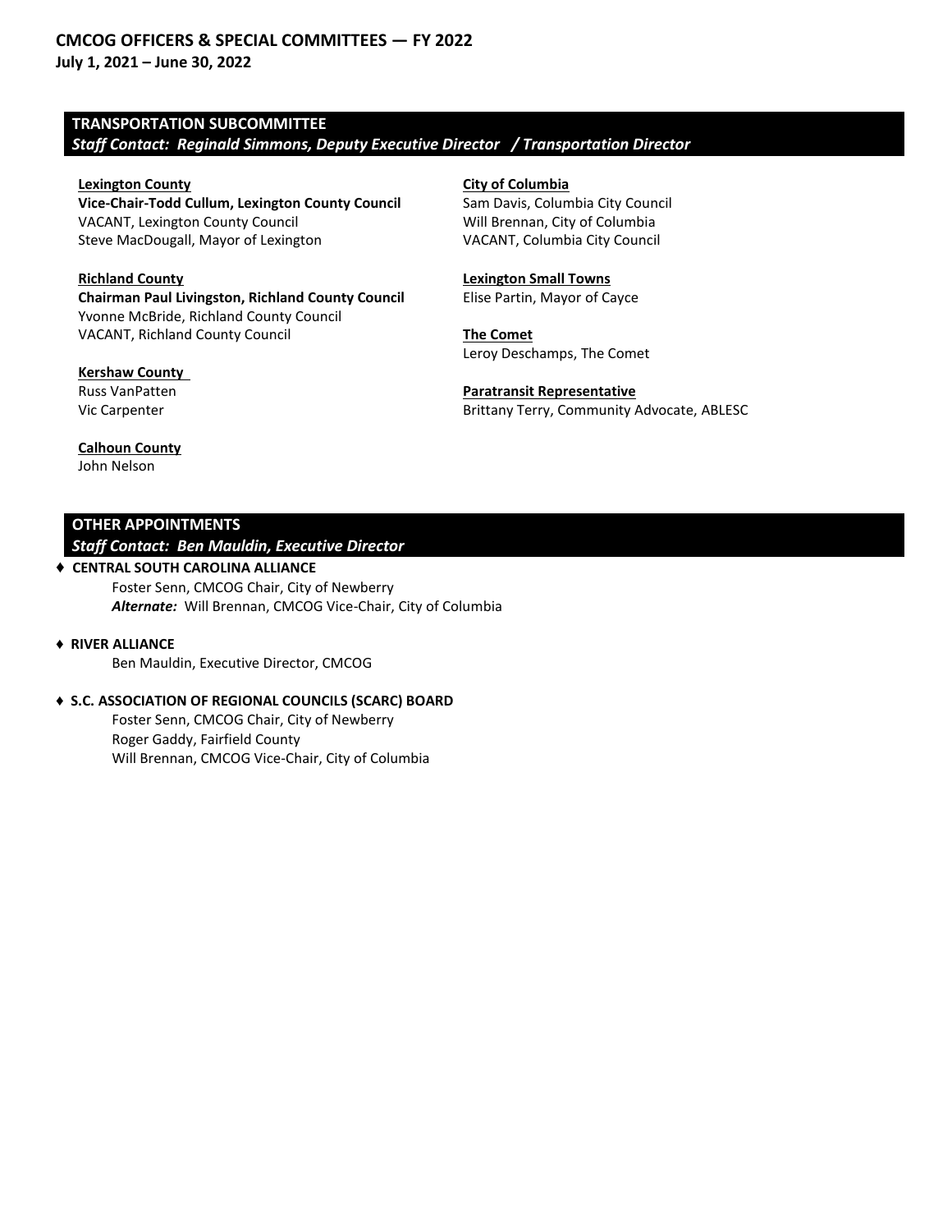## CMCOG OFFICERS & SPECIAL COMMITTEES — FY 2022

**July 1, 2021 – June 30, 2022**

### TRANSPORTATION SUBCOMMITTEE

***Staff Contact: Reginald Simmons, Deputy Executive Director / Transportation Director***

**Lexington County**
**Vice-Chair-Todd Cullum, Lexington County Council**
VACANT, Lexington County Council
Steve MacDougall, Mayor of Lexington

**Richland County**
**Chairman Paul Livingston, Richland County Council**
Yvonne McBride, Richland County Council
VACANT, Richland County Council

**Kershaw County**
Russ VanPatten
Vic Carpenter

**Calhoun County**
John Nelson

**City of Columbia**
Sam Davis, Columbia City Council
Will Brennan, City of Columbia
VACANT, Columbia City Council

**Lexington Small Towns**
Elise Partin, Mayor of Cayce

**The Comet**
Leroy Deschamps, The Comet

**Paratransit Representative**
Brittany Terry, Community Advocate, ABLESC

### OTHER APPOINTMENTS

***Staff Contact: Ben Mauldin, Executive Director***

♦ **CENTRAL SOUTH CAROLINA ALLIANCE**
Foster Senn, CMCOG Chair, City of Newberry
***Alternate:*** Will Brennan, CMCOG Vice-Chair, City of Columbia

♦ **RIVER ALLIANCE**
Ben Mauldin, Executive Director, CMCOG

♦ **S.C. ASSOCIATION OF REGIONAL COUNCILS (SCARC) BOARD**
Foster Senn, CMCOG Chair, City of Newberry
Roger Gaddy, Fairfield County
Will Brennan, CMCOG Vice-Chair, City of Columbia